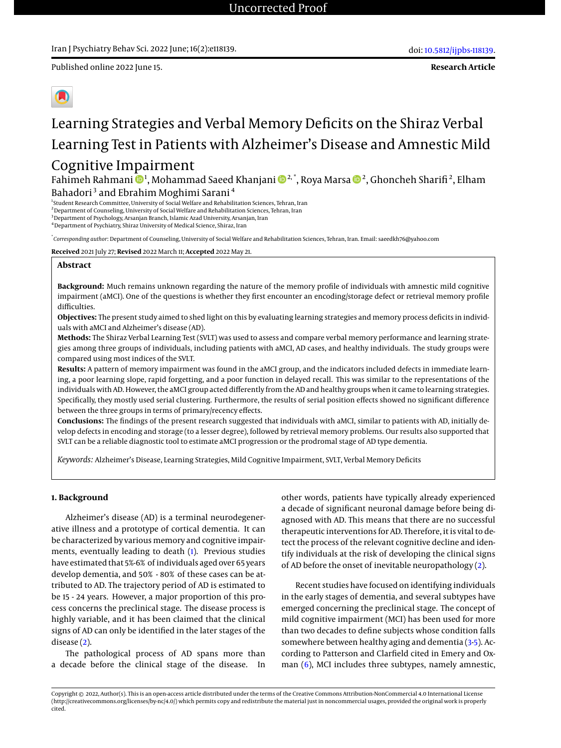**Research Article**

# Learning Strategies and Verbal Memory Deficits on the Shiraz Verbal Learning Test in Patients with Alzheimer's Disease and Amnestic Mild Cognitive Impairment

Fahimeh Rahmani [1], Mohammad Saeed Khanjani [2,*], Roya Marsa [2], Ghoncheh Sharifi [2], Elham Bahadori [3] and Ebrahim Moghimi Sarani [4]

[1] Student Research Committee, University of Social Welfare and Rehabilitation Sciences, Tehran, Iran
[2] Department of Counseling, University of Social Welfare and Rehabilitation Sciences, Tehran, Iran
[3] Department of Psychology, Arsanjan Branch, Islamic Azad University, Arsanjan, Iran
[4] Department of Psychiatry, Shiraz University of Medical Science, Shiraz, Iran

[*] *Corresponding author*: Department of Counseling, University of Social Welfare and Rehabilitation Sciences, Tehran, Iran. Email: saeedkh76@yahoo.com

**Received** 2021 July 27; **Revised** 2022 March 11; **Accepted** 2022 May 21.

## Abstract

**Background:** Much remains unknown regarding the nature of the memory profile of individuals with amnestic mild cognitive impairment (aMCI). One of the questions is whether they first encounter an encoding/storage defect or retrieval memory profile difficulties.

**Objectives:** The present study aimed to shed light on this by evaluating learning strategies and memory process deficits in individuals with aMCI and Alzheimer's disease (AD).

**Methods:** The Shiraz Verbal Learning Test (SVLT) was used to assess and compare verbal memory performance and learning strategies among three groups of individuals, including patients with aMCI, AD cases, and healthy individuals. The study groups were compared using most indices of the SVLT.

**Results:** A pattern of memory impairment was found in the aMCI group, and the indicators included defects in immediate learning, a poor learning slope, rapid forgetting, and a poor function in delayed recall. This was similar to the representations of the individuals with AD. However, the aMCI group acted differently from the AD and healthy groups when it came to learning strategies. Specifically, they mostly used serial clustering. Furthermore, the results of serial position effects showed no significant difference between the three groups in terms of primary/recency effects.

**Conclusions:** The findings of the present research suggested that individuals with aMCI, similar to patients with AD, initially develop defects in encoding and storage (to a lesser degree), followed by retrieval memory problems. Our results also supported that SVLT can be a reliable diagnostic tool to estimate aMCI progression or the prodromal stage of AD type dementia.

*Keywords:* Alzheimer's Disease, Learning Strategies, Mild Cognitive Impairment, SVLT, Verbal Memory Deficits

## 1. Background

Alzheimer's disease (AD) is a terminal neurodegenerative illness and a prototype of cortical dementia. It can be characterized by various memory and cognitive impairments, eventually leading to death (1). Previous studies have estimated that 5%-6% of individuals aged over 65 years develop dementia, and 50% - 80% of these cases can be attributed to AD. The trajectory period of AD is estimated to be 15 - 24 years. However, a major proportion of this process concerns the preclinical stage. The disease process is highly variable, and it has been claimed that the clinical signs of AD can only be identified in the later stages of the disease (2).

The pathological process of AD spans more than a decade before the clinical stage of the disease. In other words, patients have typically already experienced a decade of significant neuronal damage before being diagnosed with AD. This means that there are no successful therapeutic interventions for AD. Therefore, it is vital to detect the process of the relevant cognitive decline and identify individuals at the risk of developing the clinical signs of AD before the onset of inevitable neuropathology (2).

Recent studies have focused on identifying individuals in the early stages of dementia, and several subtypes have emerged concerning the preclinical stage. The concept of mild cognitive impairment (MCI) has been used for more than two decades to define subjects whose condition falls somewhere between healthy aging and dementia (3-5). According to Patterson and Clarfield cited in Emery and Oxman (6), MCI includes three subtypes, namely amnestic,

Copyright © 2022, Author(s). This is an open-access article distributed under the terms of the Creative Commons Attribution-NonCommercial 4.0 International License (http://creativecommons.org/licenses/by-nc/4.0/) which permits copy and redistribute the material just in noncommercial usages, provided the original work is properly cited.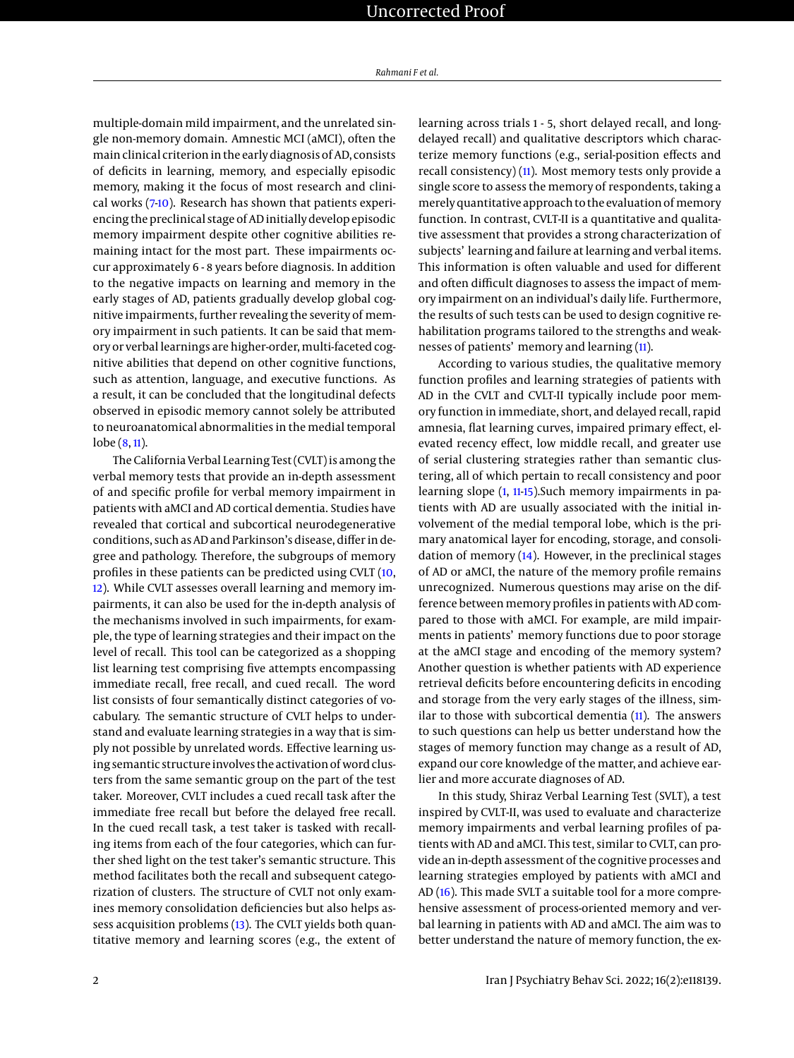multiple-domain mild impairment, and the unrelated single non-memory domain. Amnestic MCI (aMCI), often the main clinical criterion in the early diagnosis of AD, consists of deficits in learning, memory, and especially episodic memory, making it the focus of most research and clinical works (7-10). Research has shown that patients experiencing the preclinical stage of AD initially develop episodic memory impairment despite other cognitive abilities remaining intact for the most part. These impairments occur approximately 6 - 8 years before diagnosis. In addition to the negative impacts on learning and memory in the early stages of AD, patients gradually develop global cognitive impairments, further revealing the severity of memory impairment in such patients. It can be said that memory or verbal learnings are higher-order, multi-faceted cognitive abilities that depend on other cognitive functions, such as attention, language, and executive functions. As a result, it can be concluded that the longitudinal defects observed in episodic memory cannot solely be attributed to neuroanatomical abnormalities in the medial temporal lobe (8, 11).

The California Verbal Learning Test (CVLT) is among the verbal memory tests that provide an in-depth assessment of and specific profile for verbal memory impairment in patients with aMCI and AD cortical dementia. Studies have revealed that cortical and subcortical neurodegenerative conditions, such as AD and Parkinson's disease, differ in degree and pathology. Therefore, the subgroups of memory profiles in these patients can be predicted using CVLT (10, 12). While CVLT assesses overall learning and memory impairments, it can also be used for the in-depth analysis of the mechanisms involved in such impairments, for example, the type of learning strategies and their impact on the level of recall. This tool can be categorized as a shopping list learning test comprising five attempts encompassing immediate recall, free recall, and cued recall. The word list consists of four semantically distinct categories of vocabulary. The semantic structure of CVLT helps to understand and evaluate learning strategies in a way that is simply not possible by unrelated words. Effective learning using semantic structure involves the activation of word clusters from the same semantic group on the part of the test taker. Moreover, CVLT includes a cued recall task after the immediate free recall but before the delayed free recall. In the cued recall task, a test taker is tasked with recalling items from each of the four categories, which can further shed light on the test taker's semantic structure. This method facilitates both the recall and subsequent categorization of clusters. The structure of CVLT not only examines memory consolidation deficiencies but also helps assess acquisition problems (13). The CVLT yields both quantitative memory and learning scores (e.g., the extent of learning across trials 1 - 5, short delayed recall, and long-delayed recall) and qualitative descriptors which characterize memory functions (e.g., serial-position effects and recall consistency) (11). Most memory tests only provide a single score to assess the memory of respondents, taking a merely quantitative approach to the evaluation of memory function. In contrast, CVLT-II is a quantitative and qualitative assessment that provides a strong characterization of subjects' learning and failure at learning and verbal items. This information is often valuable and used for different and often difficult diagnoses to assess the impact of memory impairment on an individual's daily life. Furthermore, the results of such tests can be used to design cognitive rehabilitation programs tailored to the strengths and weaknesses of patients' memory and learning (11).

According to various studies, the qualitative memory function profiles and learning strategies of patients with AD in the CVLT and CVLT-II typically include poor memory function in immediate, short, and delayed recall, rapid amnesia, flat learning curves, impaired primary effect, elevated recency effect, low middle recall, and greater use of serial clustering strategies rather than semantic clustering, all of which pertain to recall consistency and poor learning slope (1, 11-15).Such memory impairments in patients with AD are usually associated with the initial involvement of the medial temporal lobe, which is the primary anatomical layer for encoding, storage, and consolidation of memory (14). However, in the preclinical stages of AD or aMCI, the nature of the memory profile remains unrecognized. Numerous questions may arise on the difference between memory profiles in patients with AD compared to those with aMCI. For example, are mild impairments in patients' memory functions due to poor storage at the aMCI stage and encoding of the memory system? Another question is whether patients with AD experience retrieval deficits before encountering deficits in encoding and storage from the very early stages of the illness, similar to those with subcortical dementia (11). The answers to such questions can help us better understand how the stages of memory function may change as a result of AD, expand our core knowledge of the matter, and achieve earlier and more accurate diagnoses of AD.

In this study, Shiraz Verbal Learning Test (SVLT), a test inspired by CVLT-II, was used to evaluate and characterize memory impairments and verbal learning profiles of patients with AD and aMCI. This test, similar to CVLT, can provide an in-depth assessment of the cognitive processes and learning strategies employed by patients with aMCI and AD (16). This made SVLT a suitable tool for a more comprehensive assessment of process-oriented memory and verbal learning in patients with AD and aMCI. The aim was to better understand the nature of memory function, the ex-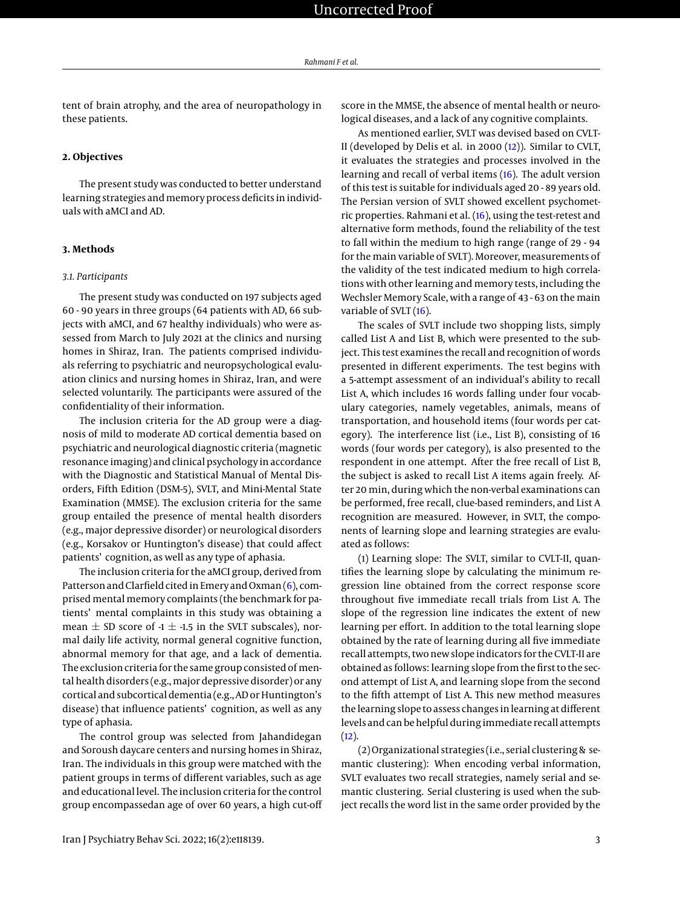tent of brain atrophy, and the area of neuropathology in these patients.

## 2. Objectives

The present study was conducted to better understand learning strategies and memory process deficits in individuals with aMCI and AD.

## 3. Methods

### 3.1. Participants

The present study was conducted on 197 subjects aged 60 - 90 years in three groups (64 patients with AD, 66 subjects with aMCI, and 67 healthy individuals) who were assessed from March to July 2021 at the clinics and nursing homes in Shiraz, Iran. The patients comprised individuals referring to psychiatric and neuropsychological evaluation clinics and nursing homes in Shiraz, Iran, and were selected voluntarily. The participants were assured of the confidentiality of their information.

The inclusion criteria for the AD group were a diagnosis of mild to moderate AD cortical dementia based on psychiatric and neurological diagnostic criteria (magnetic resonance imaging) and clinical psychology in accordance with the Diagnostic and Statistical Manual of Mental Disorders, Fifth Edition (DSM-5), SVLT, and Mini-Mental State Examination (MMSE). The exclusion criteria for the same group entailed the presence of mental health disorders (e.g., major depressive disorder) or neurological disorders (e.g., Korsakov or Huntington's disease) that could affect patients' cognition, as well as any type of aphasia.

The inclusion criteria for the aMCI group, derived from Patterson and Clarfield cited in Emery and Oxman (6), comprised mental memory complaints (the benchmark for patients' mental complaints in this study was obtaining a mean $\pm$ SD score of -1 $\pm$ -1.5 in the SVLT subscales), normal daily life activity, normal general cognitive function, abnormal memory for that age, and a lack of dementia. The exclusion criteria for the same group consisted of mental health disorders (e.g., major depressive disorder) or any cortical and subcortical dementia (e.g., AD or Huntington's disease) that influence patients' cognition, as well as any type of aphasia.

The control group was selected from Jahandidegan and Soroush daycare centers and nursing homes in Shiraz, Iran. The individuals in this group were matched with the patient groups in terms of different variables, such as age and educational level. The inclusion criteria for the control group encompassedan age of over 60 years, a high cut-off score in the MMSE, the absence of mental health or neurological diseases, and a lack of any cognitive complaints.

As mentioned earlier, SVLT was devised based on CVLT-II (developed by Delis et al. in 2000 (12)). Similar to CVLT, it evaluates the strategies and processes involved in the learning and recall of verbal items (16). The adult version of this test is suitable for individuals aged 20 - 89 years old. The Persian version of SVLT showed excellent psychometric properties. Rahmani et al. (16), using the test-retest and alternative form methods, found the reliability of the test to fall within the medium to high range (range of 29 - 94 for the main variable of SVLT). Moreover, measurements of the validity of the test indicated medium to high correlations with other learning and memory tests, including the Wechsler Memory Scale, with a range of 43 - 63 on the main variable of SVLT (16).

The scales of SVLT include two shopping lists, simply called List A and List B, which were presented to the subject. This test examines the recall and recognition of words presented in different experiments. The test begins with a 5-attempt assessment of an individual's ability to recall List A, which includes 16 words falling under four vocabulary categories, namely vegetables, animals, means of transportation, and household items (four words per category). The interference list (i.e., List B), consisting of 16 words (four words per category), is also presented to the respondent in one attempt. After the free recall of List B, the subject is asked to recall List A items again freely. After 20 min, during which the non-verbal examinations can be performed, free recall, clue-based reminders, and List A recognition are measured. However, in SVLT, the components of learning slope and learning strategies are evaluated as follows:

(1) Learning slope: The SVLT, similar to CVLT-II, quantifies the learning slope by calculating the minimum regression line obtained from the correct response score throughout five immediate recall trials from List A. The slope of the regression line indicates the extent of new learning per effort. In addition to the total learning slope obtained by the rate of learning during all five immediate recall attempts, two new slope indicators for the CVLT-II are obtained as follows: learning slope from the first to the second attempt of List A, and learning slope from the second to the fifth attempt of List A. This new method measures the learning slope to assess changes in learning at different levels and can be helpful during immediate recall attempts (12).

(2) Organizational strategies (i.e., serial clustering & semantic clustering): When encoding verbal information, SVLT evaluates two recall strategies, namely serial and semantic clustering. Serial clustering is used when the subject recalls the word list in the same order provided by the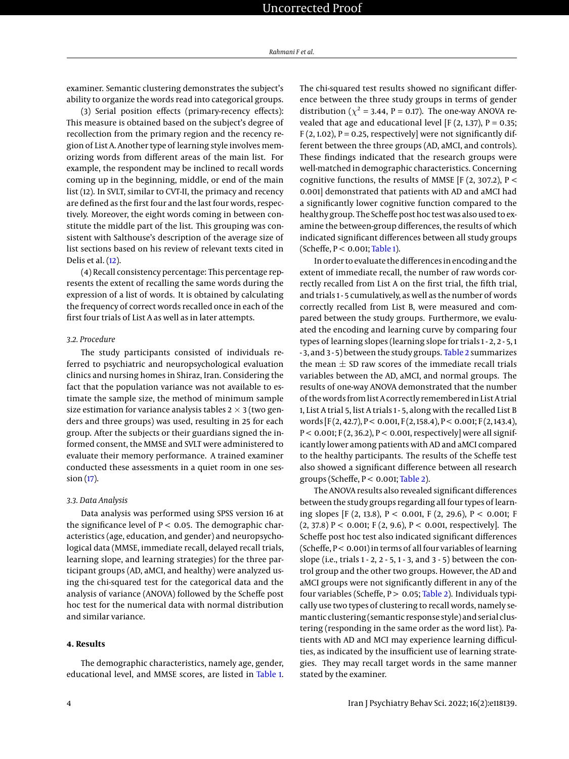examiner. Semantic clustering demonstrates the subject's ability to organize the words read into categorical groups.

(3) Serial position effects (primary-recency effects): This measure is obtained based on the subject's degree of recollection from the primary region and the recency region of List A. Another type of learning style involves memorizing words from different areas of the main list. For example, the respondent may be inclined to recall words coming up in the beginning, middle, or end of the main list (12). In SVLT, similar to CVT-II, the primacy and recency are defined as the first four and the last four words, respectively. Moreover, the eight words coming in between constitute the middle part of the list. This grouping was consistent with Salthouse's description of the average size of list sections based on his review of relevant texts cited in Delis et al. (12).

(4) Recall consistency percentage: This percentage represents the extent of recalling the same words during the expression of a list of words. It is obtained by calculating the frequency of correct words recalled once in each of the first four trials of List A as well as in later attempts.

### 3.2. Procedure

The study participants consisted of individuals referred to psychiatric and neuropsychological evaluation clinics and nursing homes in Shiraz, Iran. Considering the fact that the population variance was not available to estimate the sample size, the method of minimum sample size estimation for variance analysis tables $2 \times 3$ (two genders and three groups) was used, resulting in 25 for each group. After the subjects or their guardians signed the informed consent, the MMSE and SVLT were administered to evaluate their memory performance. A trained examiner conducted these assessments in a quiet room in one session (17).

### 3.3. Data Analysis

Data analysis was performed using SPSS version 16 at the significance level of $P < 0.05$. The demographic characteristics (age, education, and gender) and neuropsychological data (MMSE, immediate recall, delayed recall trials, learning slope, and learning strategies) for the three participant groups (AD, aMCI, and healthy) were analyzed using the chi-squared test for the categorical data and the analysis of variance (ANOVA) followed by the Scheffe post hoc test for the numerical data with normal distribution and similar variance.

## 4. Results

The demographic characteristics, namely age, gender, educational level, and MMSE scores, are listed in Table 1. The chi-squared test results showed no significant difference between the three study groups in terms of gender distribution ($\chi^2 = 3.44$, $P = 0.17$). The one-way ANOVA revealed that age and educational level [$F(2, 1.37)$, $P = 0.35$; $F(2, 1.02)$, $P = 0.25$, respectively] were not significantly different between the three groups (AD, aMCI, and controls). These findings indicated that the research groups were well-matched in demographic characteristics. Concerning cognitive functions, the results of MMSE [$F(2, 307.2)$, $P < 0.001$] demonstrated that patients with AD and aMCI had a significantly lower cognitive function compared to the healthy group. The Scheffe post hoc test was also used to examine the between-group differences, the results of which indicated significant differences between all study groups (Scheffe, $P < 0.001$; Table 1).

In order to evaluate the differences in encoding and the extent of immediate recall, the number of raw words correctly recalled from List A on the first trial, the fifth trial, and trials 1 - 5 cumulatively, as well as the number of words correctly recalled from List B, were measured and compared between the study groups. Furthermore, we evaluated the encoding and learning curve by comparing four types of learning slopes (learning slope for trials 1 - 2, 2 - 5, 1 - 3, and 3 - 5) between the study groups. Table 2 summarizes the mean ± SD raw scores of the immediate recall trials variables between the AD, aMCI, and normal groups. The results of one-way ANOVA demonstrated that the number of the words from list A correctly remembered in List A trial 1, List A trial 5, list A trials 1 - 5, along with the recalled List B words [$F(2, 42.7)$, $P < 0.001$, $F(2, 158.4)$, $P < 0.001$; $F(2, 143.4)$, $P < 0.001$; $F(2, 36.2)$, $P < 0.001$, respectively] were all significantly lower among patients with AD and aMCI compared to the healthy participants. The results of the Scheffe test also showed a significant difference between all research groups (Scheffe, $P < 0.001$; Table 2).

The ANOVA results also revealed significant differences between the study groups regarding all four types of learning slopes [$F(2, 13.8)$, $P < 0.001$, $F(2, 29.6)$, $P < 0.001$; $F(2, 37.8)$ $P < 0.001$; $F(2, 9.6)$, $P < 0.001$, respectively]. The Scheffe post hoc test also indicated significant differences (Scheffe, $P < 0.001$) in terms of all four variables of learning slope (i.e., trials 1 - 2, 2 - 5, 1 - 3, and 3 - 5) between the control group and the other two groups. However, the AD and aMCI groups were not significantly different in any of the four variables (Scheffe, $P > 0.05$; Table 2). Individuals typically use two types of clustering to recall words, namely semantic clustering (semantic response style) and serial clustering (responding in the same order as the word list). Patients with AD and MCI may experience learning difficulties, as indicated by the insufficient use of learning strategies. They may recall target words in the same manner stated by the examiner.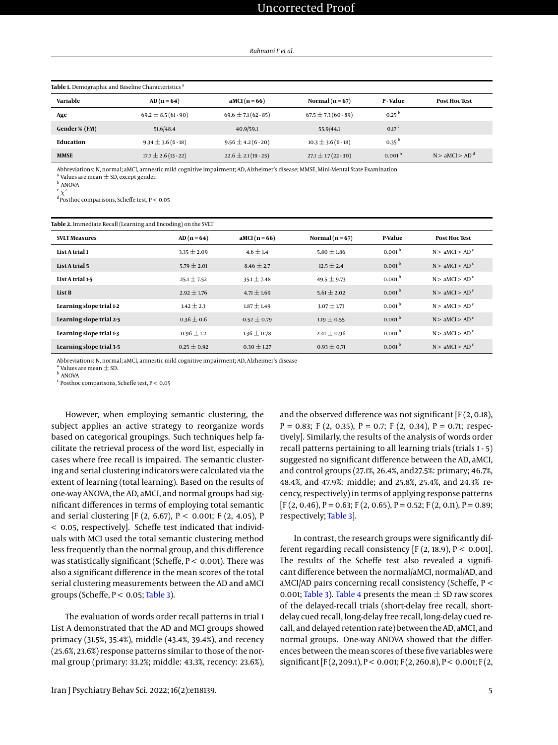**Table 1.** Demographic and Baseline Characteristics [a]

| Variable | AD (n = 64) | aMCI (n = 66) | Normal (n = 67) | P - Value | Post Hoc Test |
|---|---|---|---|---|---|
| **Age** | 69.2 ± 8.5 (61 - 90) | 69.6 ± 7.1 (62 - 85) | 67.5 ± 7.3 (60 - 89) | 0.25 [b] | |
| **Gender % (FM)** | 51.6/48.4 | 40.9/59.1 | 55.9/44.1 | 0.17 [c] | |
| **Education** | 9.34 ± 3.6 (6 - 18) | 9.56 ± 4.2 (6 - 20) | 10.3 ± 3.6 (6 - 18) | 0.35 [b] | |
| **MMSE** | 17.7 ± 2.6 (13 - 22) | 22.6 ± 2.1 (19 - 25) | 27.1 ± 1.7 (22 - 30) | 0.001 [b] | N > aMCI > AD [d] |

Abbreviations: N, normal; aMCI, amnestic mild cognitive impairment; AD, Alzheimer's disease; MMSE, Mini-Mental State Examination
[a] Values are mean ± SD, except gender.
[b] ANOVA
[c] $\chi^2$
[d] Posthoc comparisons, Scheffe test, P < 0.05

**Table 2.** Immediate Recall (Learning and Encoding) on the SVLT

| SVLT Measures | AD (n = 64) | aMCI (n = 66) | Normal (n = 67) | P-Value | Post Hoc Test |
|---|---|---|---|---|---|
| **List A trial 1** | 3.35 ± 2.09 | 4.6 ± 1.4 | 5.80 ± 1.86 | 0.001 [b] | N > aMCI > AD [c] |
| **List A trial 5** | 5.79 ± 2.01 | 8.46 ± 2.7 | 12.5 ± 2.4 | 0.001 [b] | N > aMCI > AD [c] |
| **List A trial 1-5** | 25.1 ± 7.52 | 35.1 ± 7.48 | 49.5 ± 9.73 | 0.001 [b] | N > aMCI > AD [c] |
| **List B** | 2.92 ± 1.76 | 4.71 ± 1.69 | 5.61 ± 2.02 | 0.001 [b] | N > aMCI > AD [c] |
| **Learning slope trial 1-2** | 1.42 ± 2.3 | 1.87 ± 1.49 | 3.07 ± 1.73 | 0.001 [b] | N > aMCI > AD [c] |
| **Learning slope trial 2-5** | 0.36 ± 0.6 | 0.52 ± 0.79 | 1.19 ± 0.55 | 0.001 [b] | N > aMCI > AD [c] |
| **Learning slope trial 1-3** | 0.96 ± 1.2 | 1.36 ± 0.78 | 2.41 ± 0.96 | 0.001 [b] | N > aMCI > AD [c] |
| **Learning slope trial 3-5** | 0.25 ± 0.92 | 0.30 ± 1.27 | 0.93 ± 0.71 | 0.001 [b] | N > aMCI > AD [c] |

Abbreviations: N, normal; aMCI, amnestic mild cognitive impairment; AD, Alzheimer's disease
[a] Values are mean ± SD.
[b] ANOVA
[c] Posthoc comparisons, Scheffe test, P < 0.05

However, when employing semantic clustering, the subject applies an active strategy to reorganize words based on categorical groupings. Such techniques help facilitate the retrieval process of the word list, especially in cases where free recall is impaired. The semantic clustering and serial clustering indicators were calculated via the extent of learning (total learning). Based on the results of one-way ANOVA, the AD, aMCI, and normal groups had significant differences in terms of employing total semantic and serial clustering [F (2, 6.67), P < 0.001; F (2, 4.05), P < 0.05, respectively]. Scheffe test indicated that individuals with MCI used the total semantic clustering method less frequently than the normal group, and this difference was statistically significant (Scheffe, P < 0.001). There was also a significant difference in the mean scores of the total serial clustering measurements between the AD and aMCI groups (Scheffe, P < 0.05; Table 3).

The evaluation of words order recall patterns in trial 1 List A demonstrated that the AD and MCI groups showed primacy (31.5%, 35.4%), middle (43.4%, 39.4%), and recency (25.6%, 23.6%) response patterns similar to those of the normal group (primary: 33.2%; middle: 43.3%, recency: 23.6%), and the observed difference was not significant [F (2, 0.18), P = 0.83; F (2, 0.35), P = 0.7; F (2, 0.34), P = 0.71; respectively]. Similarly, the results of the analysis of words order recall patterns pertaining to all learning trials (trials 1 - 5) suggested no significant difference between the AD, aMCI, and control groups (27.1%, 26.4%, and27.5%: primary; 46.7%, 48.4%, and 47.9%: middle; and 25.8%, 25.4%, and 24.3% recency, respectively) in terms of applying response patterns [F (2, 0.46), P = 0.63; F (2, 0.65), P = 0.52; F (2, 0.11), P = 0.89; respectively; Table 3].

In contrast, the research groups were significantly different regarding recall consistency [F (2, 18.9), P < 0.001]. The results of the Scheffe test also revealed a significant difference between the normal/aMCI, normal/AD, and aMCI/AD pairs concerning recall consistency (Scheffe, P < 0.001; Table 3). Table 4 presents the mean ± SD raw scores of the delayed-recall trials (short-delay free recall, short-delay cued recall, long-delay free recall, long-delay cued recall, and delayed retention rate) between the AD, aMCI, and normal groups. One-way ANOVA showed that the differences between the mean scores of these five variables were significant [F (2, 209.1), P < 0.001; F (2, 260.8), P < 0.001; F (2,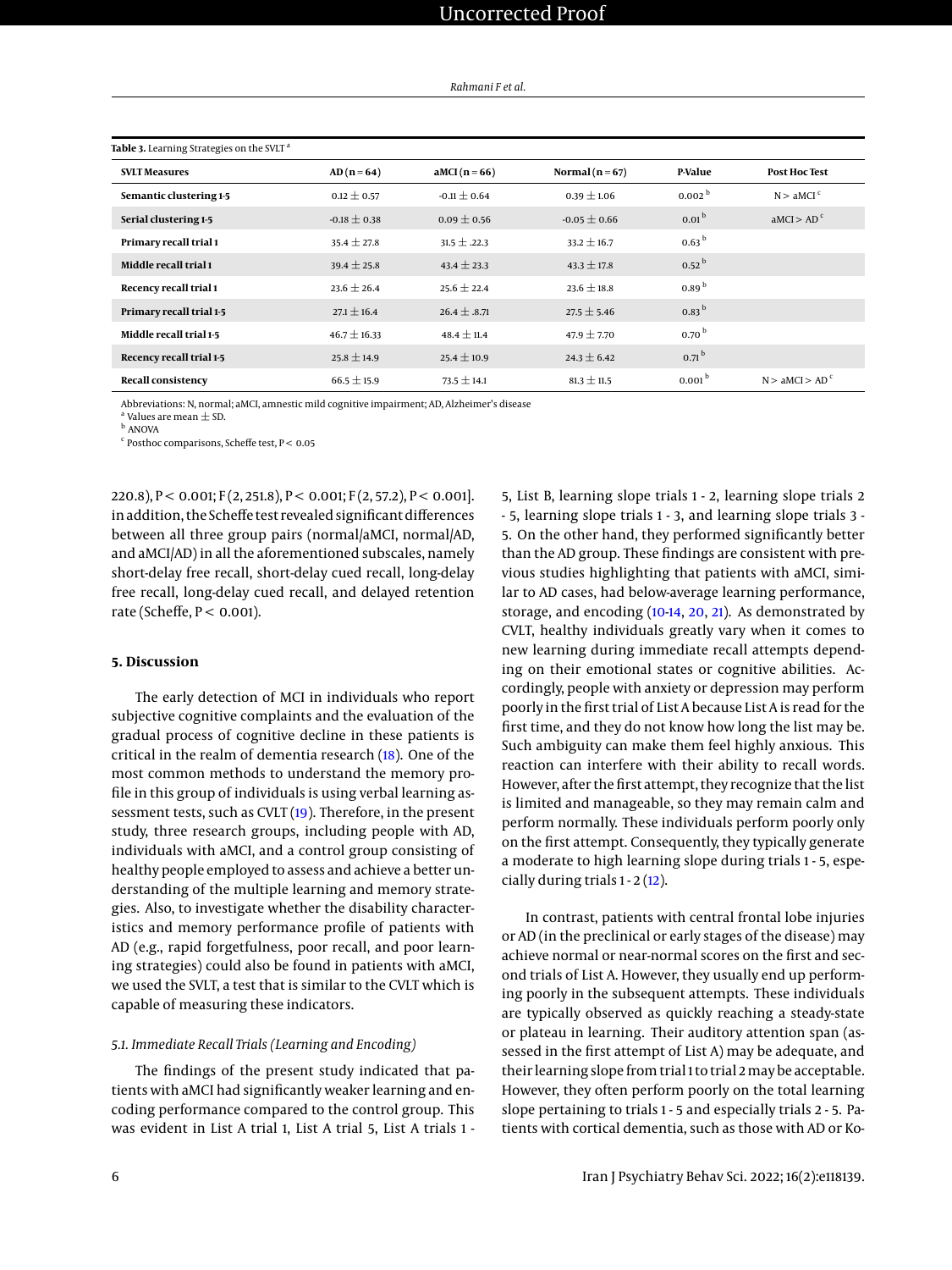Table 3. Learning Strategies on the SVLT [a]

| SVLT Measures | AD (n = 64) | aMCI (n = 66) | Normal (n = 67) | P-Value | Post Hoc Test |
|---|---|---|---|---|---|
| Semantic clustering 1-5 | 0.12 ± 0.57 | -0.11 ± 0.64 | 0.39 ± 1.06 | 0.002 [b] | N > aMCI [c] |
| Serial clustering 1-5 | -0.18 ± 0.38 | 0.09 ± 0.56 | -0.05 ± 0.66 | 0.01 [b] | aMCI > AD [c] |
| Primary recall trial 1 | 35.4 ± 27.8 | 31.5 ± .22.3 | 33.2 ± 16.7 | 0.63 [b] | |
| Middle recall trial 1 | 39.4 ± 25.8 | 43.4 ± 23.3 | 43.3 ± 17.8 | 0.52 [b] | |
| Recency recall trial 1 | 23.6 ± 26.4 | 25.6 ± 22.4 | 23.6 ± 18.8 | 0.89 [b] | |
| Primary recall trial 1-5 | 27.1 ± 16.4 | 26.4 ± .8.71 | 27.5 ± 5.46 | 0.83 [b] | |
| Middle recall trial 1-5 | 46.7 ± 16.33 | 48.4 ± 11.4 | 47.9 ± 7.70 | 0.70 [b] | |
| Recency recall trial 1-5 | 25.8 ± 14.9 | 25.4 ± 10.9 | 24.3 ± 6.42 | 0.71 [b] | |
| Recall consistency | 66.5 ± 15.9 | 73.5 ± 14.1 | 81.3 ± 11.5 | 0.001 [b] | N > aMCI > AD [c] |

Abbreviations: N, normal; aMCI, amnestic mild cognitive impairment; AD, Alzheimer's disease

[a] Values are mean ± SD.

[b] ANOVA

[c] Posthoc comparisons, Scheffe test, P < 0.05

220.8), P < 0.001; F (2, 251.8), P < 0.001; F (2, 57.2), P < 0.001]. in addition, the Scheffe test revealed significant differences between all three group pairs (normal/aMCI, normal/AD, and aMCI/AD) in all the aforementioned subscales, namely short-delay free recall, short-delay cued recall, long-delay free recall, long-delay cued recall, and delayed retention rate (Scheffe, P < 0.001).

## 5. Discussion

The early detection of MCI in individuals who report subjective cognitive complaints and the evaluation of the gradual process of cognitive decline in these patients is critical in the realm of dementia research (18). One of the most common methods to understand the memory profile in this group of individuals is using verbal learning assessment tests, such as CVLT (19). Therefore, in the present study, three research groups, including people with AD, individuals with aMCI, and a control group consisting of healthy people employed to assess and achieve a better understanding of the multiple learning and memory strategies. Also, to investigate whether the disability characteristics and memory performance profile of patients with AD (e.g., rapid forgetfulness, poor recall, and poor learning strategies) could also be found in patients with aMCI, we used the SVLT, a test that is similar to the CVLT which is capable of measuring these indicators.

### 5.1. Immediate Recall Trials (Learning and Encoding)

The findings of the present study indicated that patients with aMCI had significantly weaker learning and encoding performance compared to the control group. This was evident in List A trial 1, List A trial 5, List A trials 1 - 5, List B, learning slope trials 1 - 2, learning slope trials 2 - 5, learning slope trials 1 - 3, and learning slope trials 3 - 5. On the other hand, they performed significantly better than the AD group. These findings are consistent with previous studies highlighting that patients with aMCI, similar to AD cases, had below-average learning performance, storage, and encoding (10-14, 20, 21). As demonstrated by CVLT, healthy individuals greatly vary when it comes to new learning during immediate recall attempts depending on their emotional states or cognitive abilities. Accordingly, people with anxiety or depression may perform poorly in the first trial of List A because List A is read for the first time, and they do not know how long the list may be. Such ambiguity can make them feel highly anxious. This reaction can interfere with their ability to recall words. However, after the first attempt, they recognize that the list is limited and manageable, so they may remain calm and perform normally. These individuals perform poorly only on the first attempt. Consequently, they typically generate a moderate to high learning slope during trials 1 - 5, especially during trials 1 - 2 (12).

In contrast, patients with central frontal lobe injuries or AD (in the preclinical or early stages of the disease) may achieve normal or near-normal scores on the first and second trials of List A. However, they usually end up performing poorly in the subsequent attempts. These individuals are typically observed as quickly reaching a steady-state or plateau in learning. Their auditory attention span (assessed in the first attempt of List A) may be adequate, and their learning slope from trial 1 to trial 2 may be acceptable. However, they often perform poorly on the total learning slope pertaining to trials 1 - 5 and especially trials 2 - 5. Patients with cortical dementia, such as those with AD or Ko-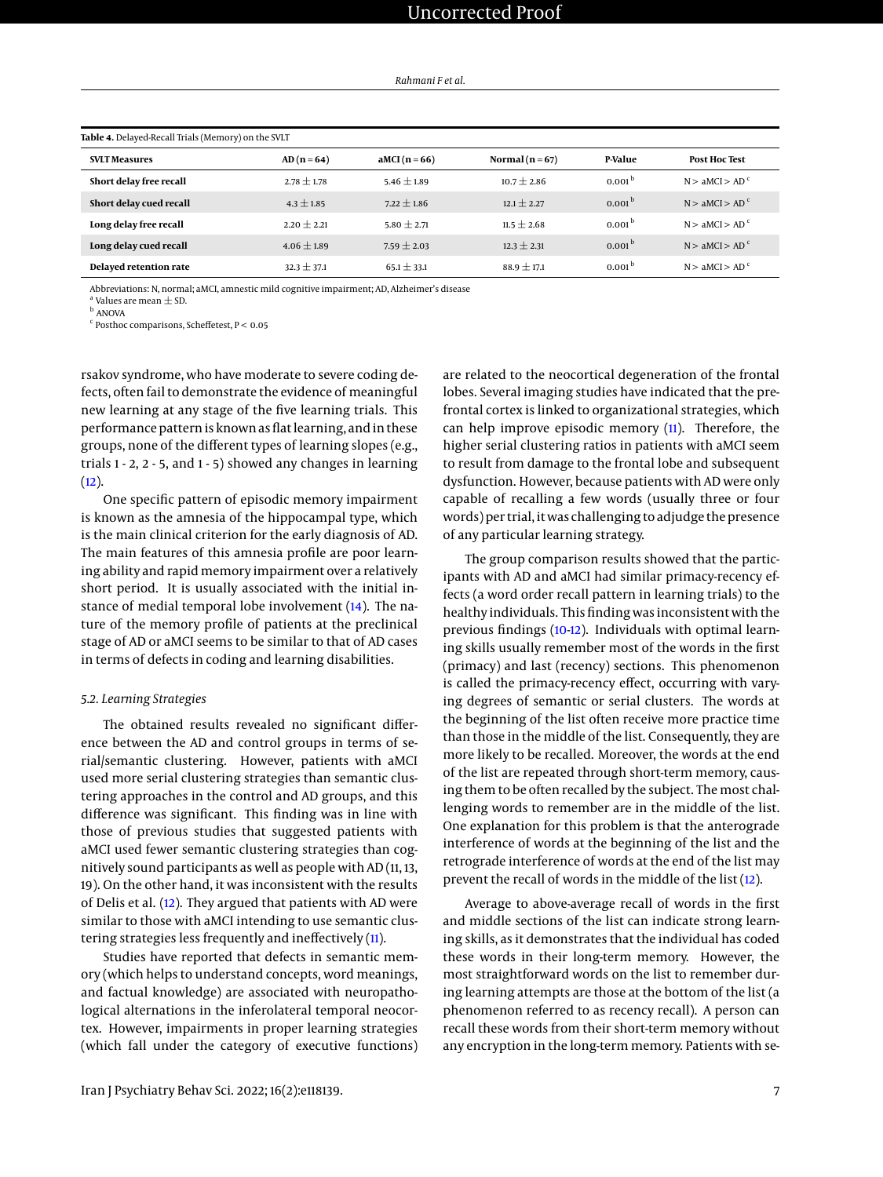**Table 4.** Delayed-Recall Trials (Memory) on the SVLT

| SVLT Measures | AD (n = 64) | aMCI (n = 66) | Normal (n = 67) | P-Value | Post Hoc Test |
|---|---|---|---|---|---|
| **Short delay free recall** | 2.78 ± 1.78 | 5.46 ± 1.89 | 10.7 ± 2.86 | 0.001 [b] | N > aMCI > AD [c] |
| **Short delay cued recall** | 4.3 ± 1.85 | 7.22 ± 1.86 | 12.1 ± 2.27 | 0.001 [b] | N > aMCI > AD [c] |
| **Long delay free recall** | 2.20 ± 2.21 | 5.80 ± 2.71 | 11.5 ± 2.68 | 0.001 [b] | N > aMCI > AD [c] |
| **Long delay cued recall** | 4.06 ± 1.89 | 7.59 ± 2.03 | 12.3 ± 2.31 | 0.001 [b] | N > aMCI > AD [c] |
| **Delayed retention rate** | 32.3 ± 37.1 | 65.1 ± 33.1 | 88.9 ± 17.1 | 0.001 [b] | N > aMCI > AD [c] |

Abbreviations: N, normal; aMCI, amnestic mild cognitive impairment; AD, Alzheimer's disease

[a] Values are mean ± SD.

[b] ANOVA

[c] Posthoc comparisons, Scheffetest, $P < 0.05$

rsakov syndrome, who have moderate to severe coding defects, often fail to demonstrate the evidence of meaningful new learning at any stage of the five learning trials. This performance pattern is known as flat learning, and in these groups, none of the different types of learning slopes (e.g., trials 1 - 2, 2 - 5, and 1 - 5) showed any changes in learning (12).

One specific pattern of episodic memory impairment is known as the amnesia of the hippocampal type, which is the main clinical criterion for the early diagnosis of AD. The main features of this amnesia profile are poor learning ability and rapid memory impairment over a relatively short period. It is usually associated with the initial instance of medial temporal lobe involvement (14). The nature of the memory profile of patients at the preclinical stage of AD or aMCI seems to be similar to that of AD cases in terms of defects in coding and learning disabilities.

### 5.2. Learning Strategies

The obtained results revealed no significant difference between the AD and control groups in terms of serial/semantic clustering. However, patients with aMCI used more serial clustering strategies than semantic clustering approaches in the control and AD groups, and this difference was significant. This finding was in line with those of previous studies that suggested patients with aMCI used fewer semantic clustering strategies than cognitively sound participants as well as people with AD (11, 13, 19). On the other hand, it was inconsistent with the results of Delis et al. (12). They argued that patients with AD were similar to those with aMCI intending to use semantic clustering strategies less frequently and ineffectively (11).

Studies have reported that defects in semantic memory (which helps to understand concepts, word meanings, and factual knowledge) are associated with neuropathological alternations in the inferolateral temporal neocortex. However, impairments in proper learning strategies (which fall under the category of executive functions) are related to the neocortical degeneration of the frontal lobes. Several imaging studies have indicated that the prefrontal cortex is linked to organizational strategies, which can help improve episodic memory (11). Therefore, the higher serial clustering ratios in patients with aMCI seem to result from damage to the frontal lobe and subsequent dysfunction. However, because patients with AD were only capable of recalling a few words (usually three or four words) per trial, it was challenging to adjudge the presence of any particular learning strategy.

The group comparison results showed that the participants with AD and aMCI had similar primacy-recency effects (a word order recall pattern in learning trials) to the healthy individuals. This finding was inconsistent with the previous findings (10-12). Individuals with optimal learning skills usually remember most of the words in the first (primacy) and last (recency) sections. This phenomenon is called the primacy-recency effect, occurring with varying degrees of semantic or serial clusters. The words at the beginning of the list often receive more practice time than those in the middle of the list. Consequently, they are more likely to be recalled. Moreover, the words at the end of the list are repeated through short-term memory, causing them to be often recalled by the subject. The most challenging words to remember are in the middle of the list. One explanation for this problem is that the anterograde interference of words at the beginning of the list and the retrograde interference of words at the end of the list may prevent the recall of words in the middle of the list (12).

Average to above-average recall of words in the first and middle sections of the list can indicate strong learning skills, as it demonstrates that the individual has coded these words in their long-term memory. However, the most straightforward words on the list to remember during learning attempts are those at the bottom of the list (a phenomenon referred to as recency recall). A person can recall these words from their short-term memory without any encryption in the long-term memory. Patients with se-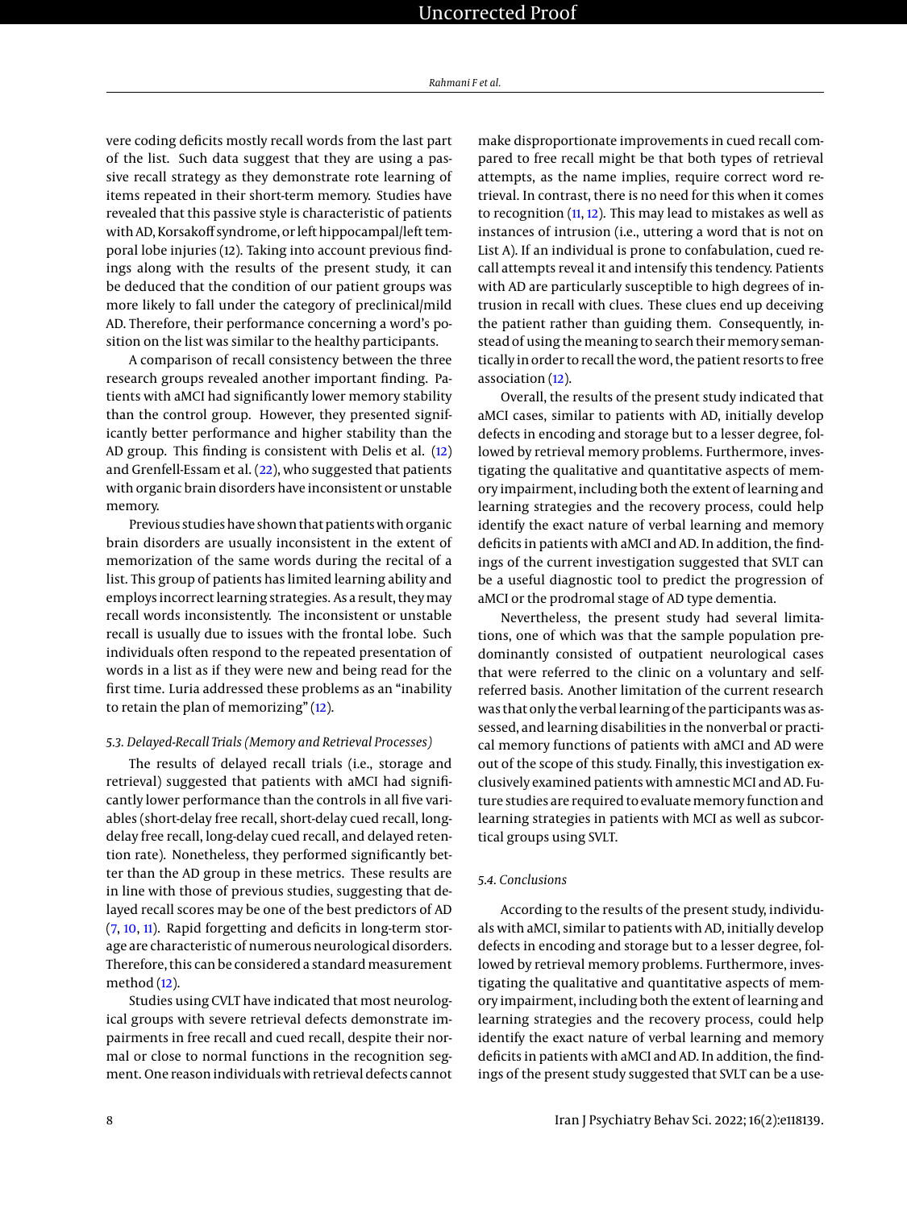vere coding deficits mostly recall words from the last part of the list. Such data suggest that they are using a passive recall strategy as they demonstrate rote learning of items repeated in their short-term memory. Studies have revealed that this passive style is characteristic of patients with AD, Korsakoff syndrome, or left hippocampal/left temporal lobe injuries (12). Taking into account previous findings along with the results of the present study, it can be deduced that the condition of our patient groups was more likely to fall under the category of preclinical/mild AD. Therefore, their performance concerning a word's position on the list was similar to the healthy participants.

A comparison of recall consistency between the three research groups revealed another important finding. Patients with aMCI had significantly lower memory stability than the control group. However, they presented significantly better performance and higher stability than the AD group. This finding is consistent with Delis et al. (12) and Grenfell-Essam et al. (22), who suggested that patients with organic brain disorders have inconsistent or unstable memory.

Previous studies have shown that patients with organic brain disorders are usually inconsistent in the extent of memorization of the same words during the recital of a list. This group of patients has limited learning ability and employs incorrect learning strategies. As a result, they may recall words inconsistently. The inconsistent or unstable recall is usually due to issues with the frontal lobe. Such individuals often respond to the repeated presentation of words in a list as if they were new and being read for the first time. Luria addressed these problems as an "inability to retain the plan of memorizing" (12).

### 5.3. Delayed-Recall Trials (Memory and Retrieval Processes)

The results of delayed recall trials (i.e., storage and retrieval) suggested that patients with aMCI had significantly lower performance than the controls in all five variables (short-delay free recall, short-delay cued recall, long-delay free recall, long-delay cued recall, and delayed retention rate). Nonetheless, they performed significantly better than the AD group in these metrics. These results are in line with those of previous studies, suggesting that delayed recall scores may be one of the best predictors of AD (7, 10, 11). Rapid forgetting and deficits in long-term storage are characteristic of numerous neurological disorders. Therefore, this can be considered a standard measurement method (12).

Studies using CVLT have indicated that most neurological groups with severe retrieval defects demonstrate impairments in free recall and cued recall, despite their normal or close to normal functions in the recognition segment. One reason individuals with retrieval defects cannot make disproportionate improvements in cued recall compared to free recall might be that both types of retrieval attempts, as the name implies, require correct word retrieval. In contrast, there is no need for this when it comes to recognition (11, 12). This may lead to mistakes as well as instances of intrusion (i.e., uttering a word that is not on List A). If an individual is prone to confabulation, cued recall attempts reveal it and intensify this tendency. Patients with AD are particularly susceptible to high degrees of intrusion in recall with clues. These clues end up deceiving the patient rather than guiding them. Consequently, instead of using the meaning to search their memory semantically in order to recall the word, the patient resorts to free association (12).

Overall, the results of the present study indicated that aMCI cases, similar to patients with AD, initially develop defects in encoding and storage but to a lesser degree, followed by retrieval memory problems. Furthermore, investigating the qualitative and quantitative aspects of memory impairment, including both the extent of learning and learning strategies and the recovery process, could help identify the exact nature of verbal learning and memory deficits in patients with aMCI and AD. In addition, the findings of the current investigation suggested that SVLT can be a useful diagnostic tool to predict the progression of aMCI or the prodromal stage of AD type dementia.

Nevertheless, the present study had several limitations, one of which was that the sample population predominantly consisted of outpatient neurological cases that were referred to the clinic on a voluntary and self-referred basis. Another limitation of the current research was that only the verbal learning of the participants was assessed, and learning disabilities in the nonverbal or practical memory functions of patients with aMCI and AD were out of the scope of this study. Finally, this investigation exclusively examined patients with amnestic MCI and AD. Future studies are required to evaluate memory function and learning strategies in patients with MCI as well as subcortical groups using SVLT.

### 5.4. Conclusions

According to the results of the present study, individuals with aMCI, similar to patients with AD, initially develop defects in encoding and storage but to a lesser degree, followed by retrieval memory problems. Furthermore, investigating the qualitative and quantitative aspects of memory impairment, including both the extent of learning and learning strategies and the recovery process, could help identify the exact nature of verbal learning and memory deficits in patients with aMCI and AD. In addition, the findings of the present study suggested that SVLT can be a use-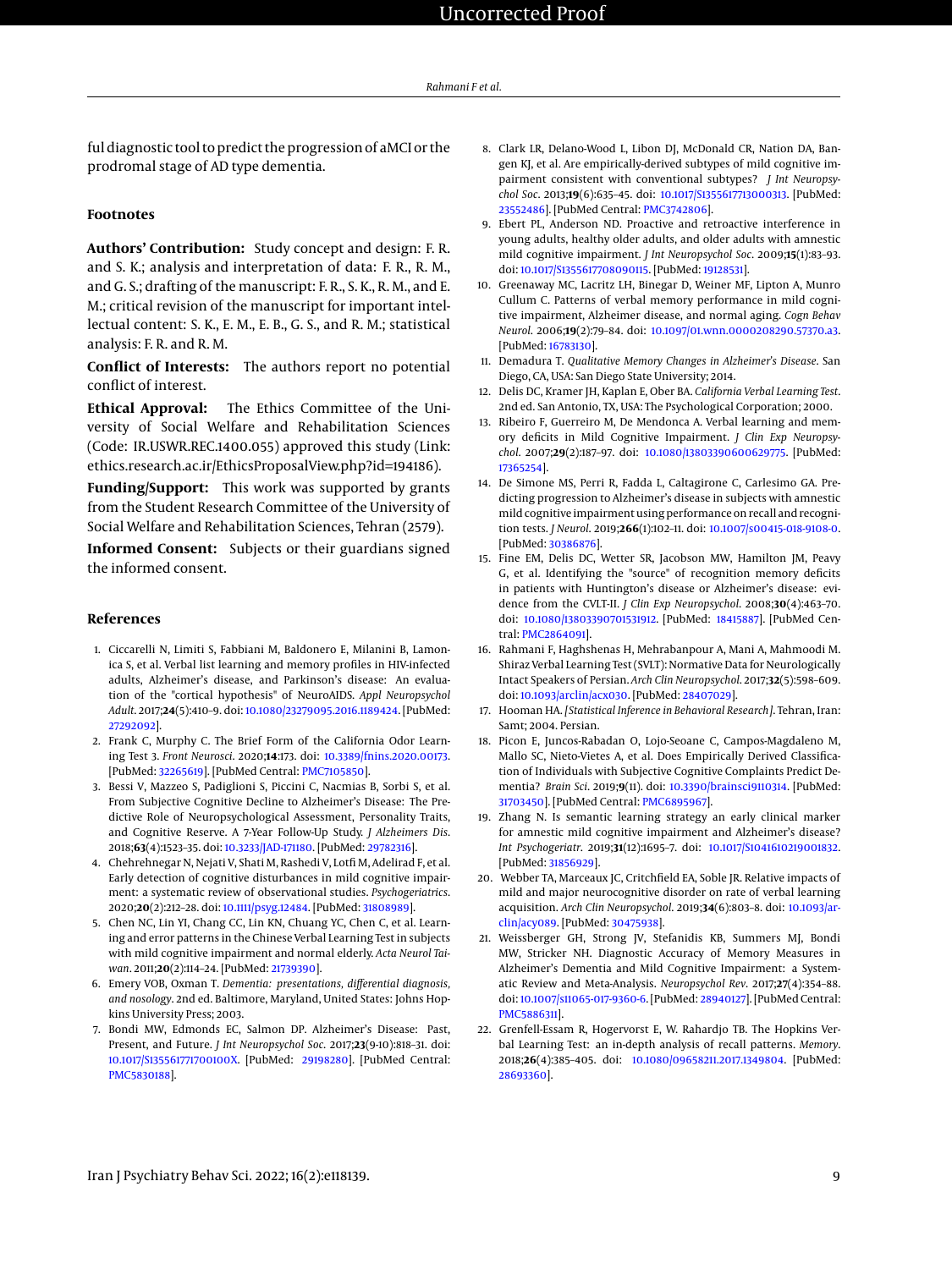ful diagnostic tool to predict the progression of aMCI or the prodromal stage of AD type dementia.

## Footnotes

**Authors' Contribution:** Study concept and design: F. R. and S. K.; analysis and interpretation of data: F. R., R. M., and G. S.; drafting of the manuscript: F. R., S. K., R. M., and E. M.; critical revision of the manuscript for important intellectual content: S. K., E. M., E. B., G. S., and R. M.; statistical analysis: F. R. and R. M.

**Conflict of Interests:** The authors report no potential conflict of interest.

**Ethical Approval:** The Ethics Committee of the University of Social Welfare and Rehabilitation Sciences (Code: IR.USWR.REC.1400.055) approved this study (Link: ethics.research.ac.ir/EthicsProposalView.php?id=194186).

**Funding/Support:** This work was supported by grants from the Student Research Committee of the University of Social Welfare and Rehabilitation Sciences, Tehran (2579).

**Informed Consent:** Subjects or their guardians signed the informed consent.

## References

1. Ciccarelli N, Limiti S, Fabbiani M, Baldonero E, Milanini B, Lamonica S, et al. Verbal list learning and memory profiles in HIV-infected adults, Alzheimer's disease, and Parkinson's disease: An evaluation of the "cortical hypothesis" of NeuroAIDS. *Appl Neuropsychol Adult*. 2017;**24**(5):410–9. doi: 10.1080/23279095.2016.1189424. [PubMed: 27292092].
2. Frank C, Murphy C. The Brief Form of the California Odor Learning Test 3. *Front Neurosci*. 2020;**14**:173. doi: 10.3389/fnins.2020.00173. [PubMed: 32265619]. [PubMed Central: PMC7105850].
3. Bessi V, Mazzeo S, Padiglioni S, Piccini C, Nacmias B, Sorbi S, et al. From Subjective Cognitive Decline to Alzheimer's Disease: The Predictive Role of Neuropsychological Assessment, Personality Traits, and Cognitive Reserve. A 7-Year Follow-Up Study. *J Alzheimers Dis*. 2018;**63**(4):1523–35. doi: 10.3233/JAD-171180. [PubMed: 29782316].
4. Chehrehnegar N, Nejati V, Shati M, Rashedi V, Lotfi M, Adelirad F, et al. Early detection of cognitive disturbances in mild cognitive impairment: a systematic review of observational studies. *Psychogeriatrics*. 2020;**20**(2):212–28. doi: 10.1111/psyg.12484. [PubMed: 31808989].
5. Chen NC, Lin YI, Chang CC, Lin KN, Chuang YC, Chen C, et al. Learning and error patterns in the Chinese Verbal Learning Test in subjects with mild cognitive impairment and normal elderly. *Acta Neurol Taiwan*. 2011;**20**(2):114–24. [PubMed: 21739390].
6. Emery VOB, Oxman T. *Dementia: presentations, differential diagnosis, and nosology*. 2nd ed. Baltimore, Maryland, United States: Johns Hopkins University Press; 2003.
7. Bondi MW, Edmonds EC, Salmon DP. Alzheimer's Disease: Past, Present, and Future. *J Int Neuropsychol Soc*. 2017;**23**(9-10):818–31. doi: 10.1017/S135561771700100X. [PubMed: 29198280]. [PubMed Central: PMC5830188].
8. Clark LR, Delano-Wood L, Libon DJ, McDonald CR, Nation DA, Bangen KJ, et al. Are empirically-derived subtypes of mild cognitive impairment consistent with conventional subtypes? *J Int Neuropsychol Soc*. 2013;**19**(6):635–45. doi: 10.1017/S1355617713000313. [PubMed: 23552486]. [PubMed Central: PMC3742806].
9. Ebert PL, Anderson ND. Proactive and retroactive interference in young adults, healthy older adults, and older adults with amnestic mild cognitive impairment. *J Int Neuropsychol Soc*. 2009;**15**(1):83–93. doi: 10.1017/S1355617708090115. [PubMed: 19128531].
10. Greenaway MC, Lacritz LH, Binegar D, Weiner MF, Lipton A, Munro Cullum C. Patterns of verbal memory performance in mild cognitive impairment, Alzheimer disease, and normal aging. *Cogn Behav Neurol*. 2006;**19**(2):79–84. doi: 10.1097/01.wnn.0000208290.57370.a3. [PubMed: 16783130].
11. Demadura T. *Qualitative Memory Changes in Alzheimer's Disease*. San Diego, CA, USA: San Diego State University; 2014.
12. Delis DC, Kramer JH, Kaplan E, Ober BA. *California Verbal Learning Test*. 2nd ed. San Antonio, TX, USA: The Psychological Corporation; 2000.
13. Ribeiro F, Guerreiro M, De Mendonca A. Verbal learning and memory deficits in Mild Cognitive Impairment. *J Clin Exp Neuropsychol*. 2007;**29**(2):187–97. doi: 10.1080/13803390600629775. [PubMed: 17365254].
14. De Simone MS, Perri R, Fadda L, Caltagirone C, Carlesimo GA. Predicting progression to Alzheimer's disease in subjects with amnestic mild cognitive impairment using performance on recall and recognition tests. *J Neurol*. 2019;**266**(1):102–11. doi: 10.1007/s00415-018-9108-0. [PubMed: 30386876].
15. Fine EM, Delis DC, Wetter SR, Jacobson MW, Hamilton JM, Peavy G, et al. Identifying the "source" of recognition memory deficits in patients with Huntington's disease or Alzheimer's disease: evidence from the CVLT-II. *J Clin Exp Neuropsychol*. 2008;**30**(4):463–70. doi: 10.1080/13803390701531912. [PubMed: 18415887]. [PubMed Central: PMC2864091].
16. Rahmani F, Haghshenas H, Mehrabanpour A, Mani A, Mahmoodi M. Shiraz Verbal Learning Test (SVLT): Normative Data for Neurologically Intact Speakers of Persian. *Arch Clin Neuropsychol*. 2017;**32**(5):598–609. doi: 10.1093/arclin/acx030. [PubMed: 28407029].
17. Hooman HA. *[Statistical Inference in Behavioral Research]*. Tehran, Iran: Samt; 2004. Persian.
18. Picon E, Juncos-Rabadan O, Lojo-Seoane C, Campos-Magdaleno M, Mallo SC, Nieto-Vietes A, et al. Does Empirically Derived Classification of Individuals with Subjective Cognitive Complaints Predict Dementia? *Brain Sci*. 2019;**9**(11). doi: 10.3390/brainsci9110314. [PubMed: 31703450]. [PubMed Central: PMC6895967].
19. Zhang N. Is semantic learning strategy an early clinical marker for amnestic mild cognitive impairment and Alzheimer's disease? *Int Psychogeriatr*. 2019;**31**(12):1695–7. doi: 10.1017/S1041610219001832. [PubMed: 31856929].
20. Webber TA, Marceaux JC, Critchfield EA, Soble JR. Relative impacts of mild and major neurocognitive disorder on rate of verbal learning acquisition. *Arch Clin Neuropsychol*. 2019;**34**(6):803–8. doi: 10.1093/arclin/acy089. [PubMed: 30475938].
21. Weissberger GH, Strong JV, Stefanidis KB, Summers MJ, Bondi MW, Stricker NH. Diagnostic Accuracy of Memory Measures in Alzheimer's Dementia and Mild Cognitive Impairment: a Systematic Review and Meta-Analysis. *Neuropsychol Rev*. 2017;**27**(4):354–88. doi: 10.1007/s11065-017-9360-6. [PubMed: 28940127]. [PubMed Central: PMC5886311].
22. Grenfell-Essam R, Hogervorst E, W. Rahardjo TB. The Hopkins Verbal Learning Test: an in-depth analysis of recall patterns. *Memory*. 2018;**26**(4):385–405. doi: 10.1080/09658211.2017.1349804. [PubMed: 28693360].